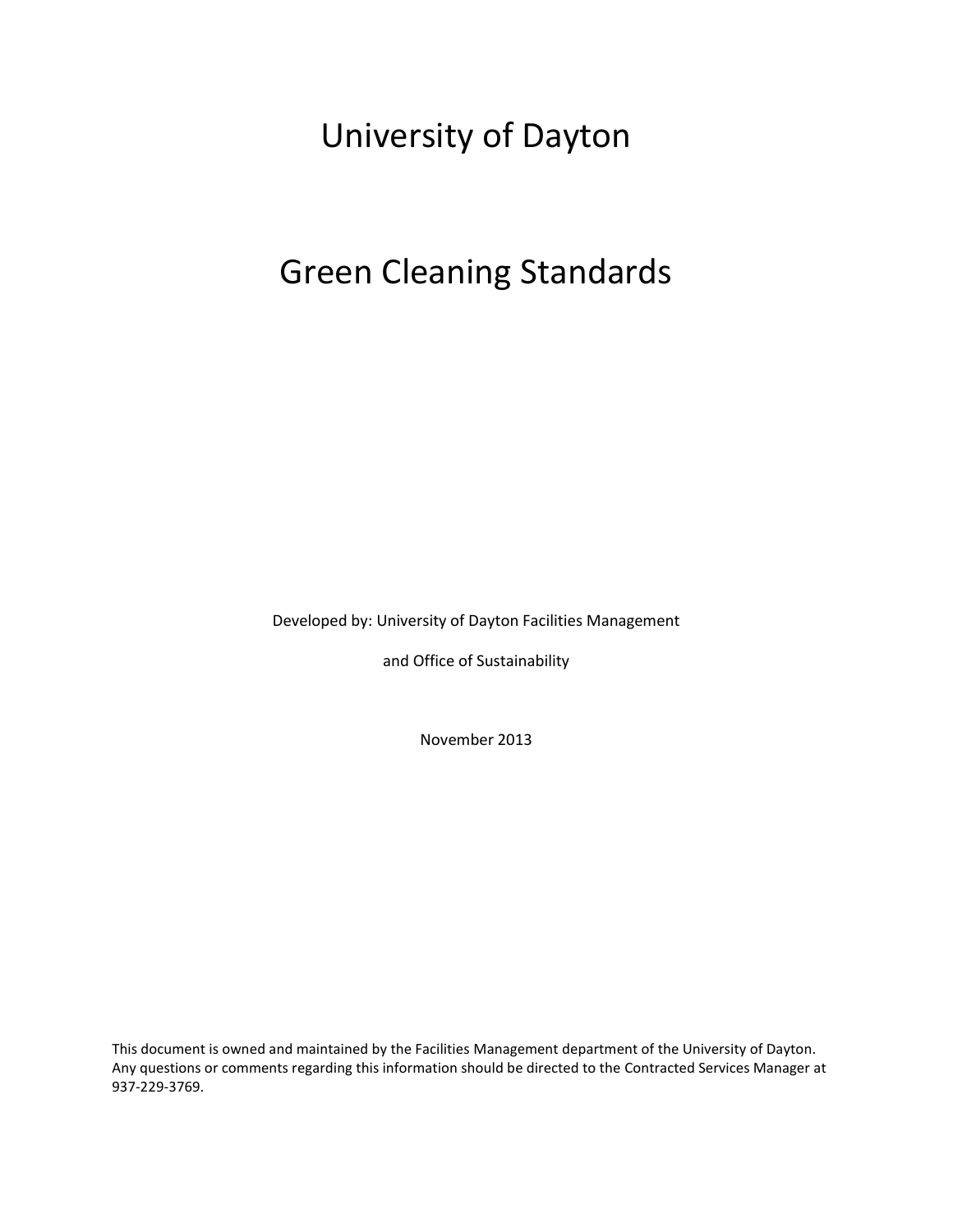# University of Dayton

# Green Cleaning Standards

Developed by: University of Dayton Facilities Management

and Office of Sustainability

November 2013

This document is owned and maintained by the Facilities Management department of the University of Dayton. Any questions or comments regarding this information should be directed to the Contracted Services Manager at 937-229-3769.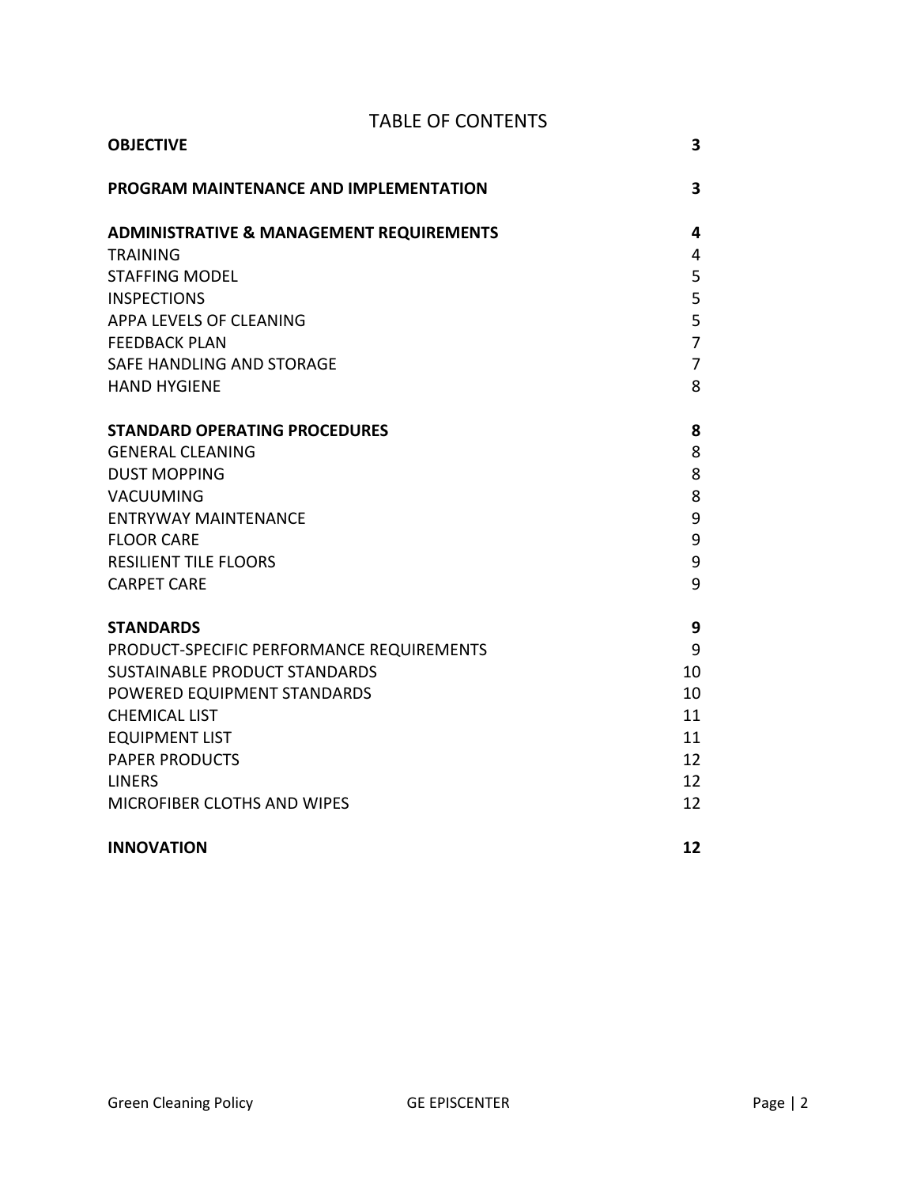# TABLE OF CONTENTS

| | |
|---|---|
| **OBJECTIVE** | **3** |
| **PROGRAM MAINTENANCE AND IMPLEMENTATION** | **3** |
| **ADMINISTRATIVE & MANAGEMENT REQUIREMENTS** | **4** |
| TRAINING | 4 |
| STAFFING MODEL | 5 |
| INSPECTIONS | 5 |
| APPA LEVELS OF CLEANING | 5 |
| FEEDBACK PLAN | 7 |
| SAFE HANDLING AND STORAGE | 7 |
| HAND HYGIENE | 8 |
| **STANDARD OPERATING PROCEDURES** | **8** |
| GENERAL CLEANING | 8 |
| DUST MOPPING | 8 |
| VACUUMING | 8 |
| ENTRYWAY MAINTENANCE | 9 |
| FLOOR CARE | 9 |
| RESILIENT TILE FLOORS | 9 |
| CARPET CARE | 9 |
| **STANDARDS** | **9** |
| PRODUCT-SPECIFIC PERFORMANCE REQUIREMENTS | 9 |
| SUSTAINABLE PRODUCT STANDARDS | 10 |
| POWERED EQUIPMENT STANDARDS | 10 |
| CHEMICAL LIST | 11 |
| EQUIPMENT LIST | 11 |
| PAPER PRODUCTS | 12 |
| LINERS | 12 |
| MICROFIBER CLOTHS AND WIPES | 12 |
| **INNOVATION** | **12** |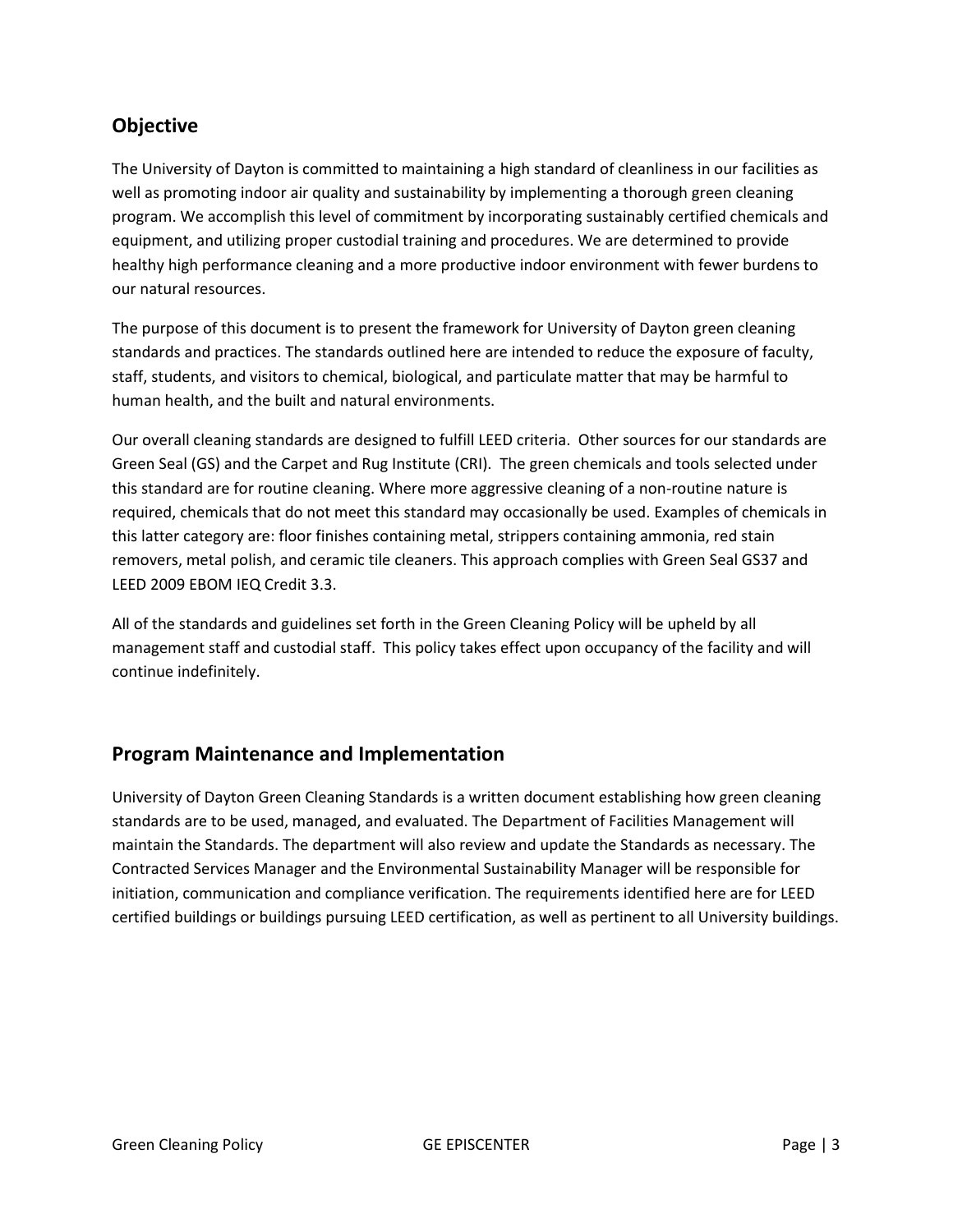## Objective

The University of Dayton is committed to maintaining a high standard of cleanliness in our facilities as well as promoting indoor air quality and sustainability by implementing a thorough green cleaning program. We accomplish this level of commitment by incorporating sustainably certified chemicals and equipment, and utilizing proper custodial training and procedures. We are determined to provide healthy high performance cleaning and a more productive indoor environment with fewer burdens to our natural resources.

The purpose of this document is to present the framework for University of Dayton green cleaning standards and practices. The standards outlined here are intended to reduce the exposure of faculty, staff, students, and visitors to chemical, biological, and particulate matter that may be harmful to human health, and the built and natural environments.

Our overall cleaning standards are designed to fulfill LEED criteria. Other sources for our standards are Green Seal (GS) and the Carpet and Rug Institute (CRI). The green chemicals and tools selected under this standard are for routine cleaning. Where more aggressive cleaning of a non-routine nature is required, chemicals that do not meet this standard may occasionally be used. Examples of chemicals in this latter category are: floor finishes containing metal, strippers containing ammonia, red stain removers, metal polish, and ceramic tile cleaners. This approach complies with Green Seal GS37 and LEED 2009 EBOM IEQ Credit 3.3.

All of the standards and guidelines set forth in the Green Cleaning Policy will be upheld by all management staff and custodial staff. This policy takes effect upon occupancy of the facility and will continue indefinitely.

## Program Maintenance and Implementation

University of Dayton Green Cleaning Standards is a written document establishing how green cleaning standards are to be used, managed, and evaluated. The Department of Facilities Management will maintain the Standards. The department will also review and update the Standards as necessary. The Contracted Services Manager and the Environmental Sustainability Manager will be responsible for initiation, communication and compliance verification. The requirements identified here are for LEED certified buildings or buildings pursuing LEED certification, as well as pertinent to all University buildings.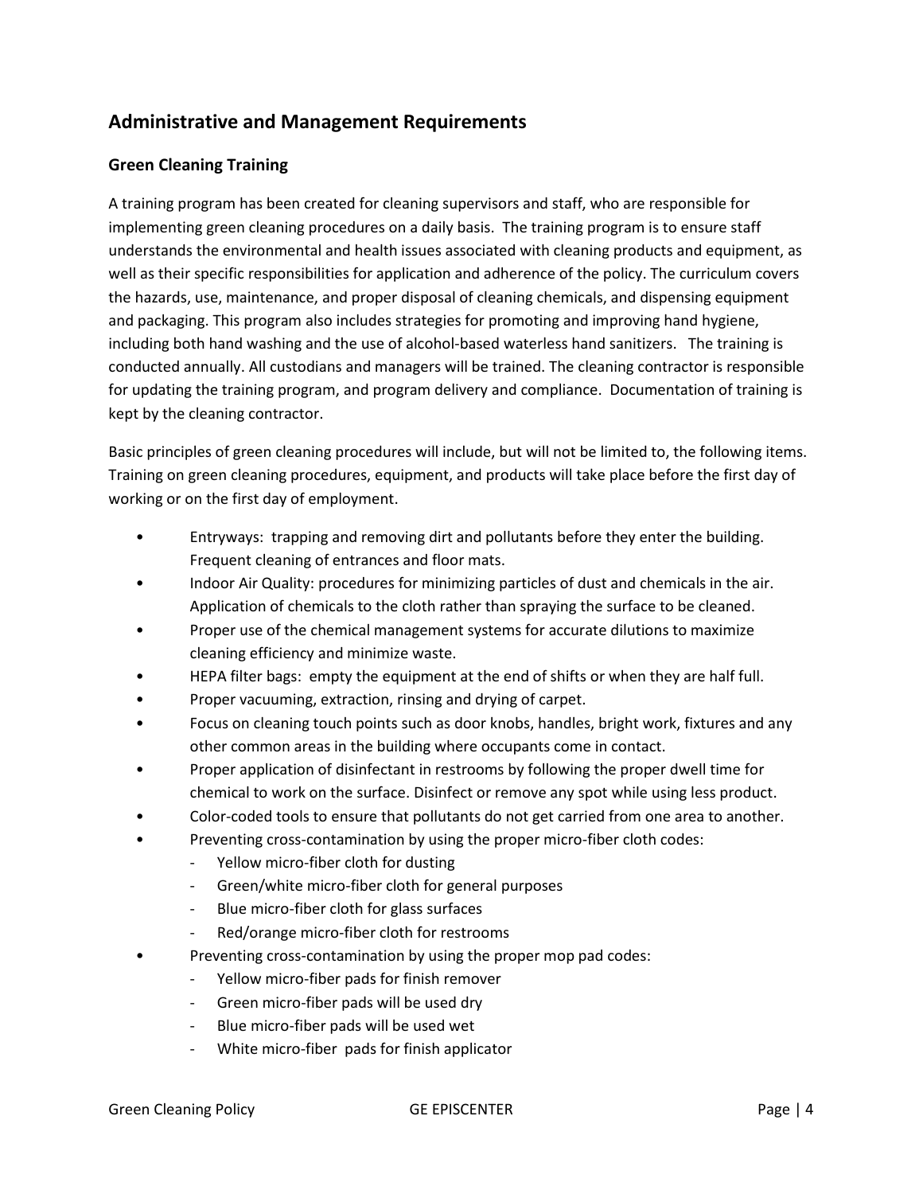## Administrative and Management Requirements

### Green Cleaning Training

A training program has been created for cleaning supervisors and staff, who are responsible for implementing green cleaning procedures on a daily basis. The training program is to ensure staff understands the environmental and health issues associated with cleaning products and equipment, as well as their specific responsibilities for application and adherence of the policy. The curriculum covers the hazards, use, maintenance, and proper disposal of cleaning chemicals, and dispensing equipment and packaging. This program also includes strategies for promoting and improving hand hygiene, including both hand washing and the use of alcohol-based waterless hand sanitizers. The training is conducted annually. All custodians and managers will be trained. The cleaning contractor is responsible for updating the training program, and program delivery and compliance. Documentation of training is kept by the cleaning contractor.

Basic principles of green cleaning procedures will include, but will not be limited to, the following items. Training on green cleaning procedures, equipment, and products will take place before the first day of working or on the first day of employment.

- Entryways: trapping and removing dirt and pollutants before they enter the building. Frequent cleaning of entrances and floor mats.
- Indoor Air Quality: procedures for minimizing particles of dust and chemicals in the air. Application of chemicals to the cloth rather than spraying the surface to be cleaned.
- Proper use of the chemical management systems for accurate dilutions to maximize cleaning efficiency and minimize waste.
- HEPA filter bags: empty the equipment at the end of shifts or when they are half full.
- Proper vacuuming, extraction, rinsing and drying of carpet.
- Focus on cleaning touch points such as door knobs, handles, bright work, fixtures and any other common areas in the building where occupants come in contact.
- Proper application of disinfectant in restrooms by following the proper dwell time for chemical to work on the surface. Disinfect or remove any spot while using less product.
- Color-coded tools to ensure that pollutants do not get carried from one area to another.
- Preventing cross-contamination by using the proper micro-fiber cloth codes:
    - Yellow micro-fiber cloth for dusting
    - Green/white micro-fiber cloth for general purposes
    - Blue micro-fiber cloth for glass surfaces
    - Red/orange micro-fiber cloth for restrooms
- Preventing cross-contamination by using the proper mop pad codes:
    - Yellow micro-fiber pads for finish remover
    - Green micro-fiber pads will be used dry
    - Blue micro-fiber pads will be used wet
    - White micro-fiber pads for finish applicator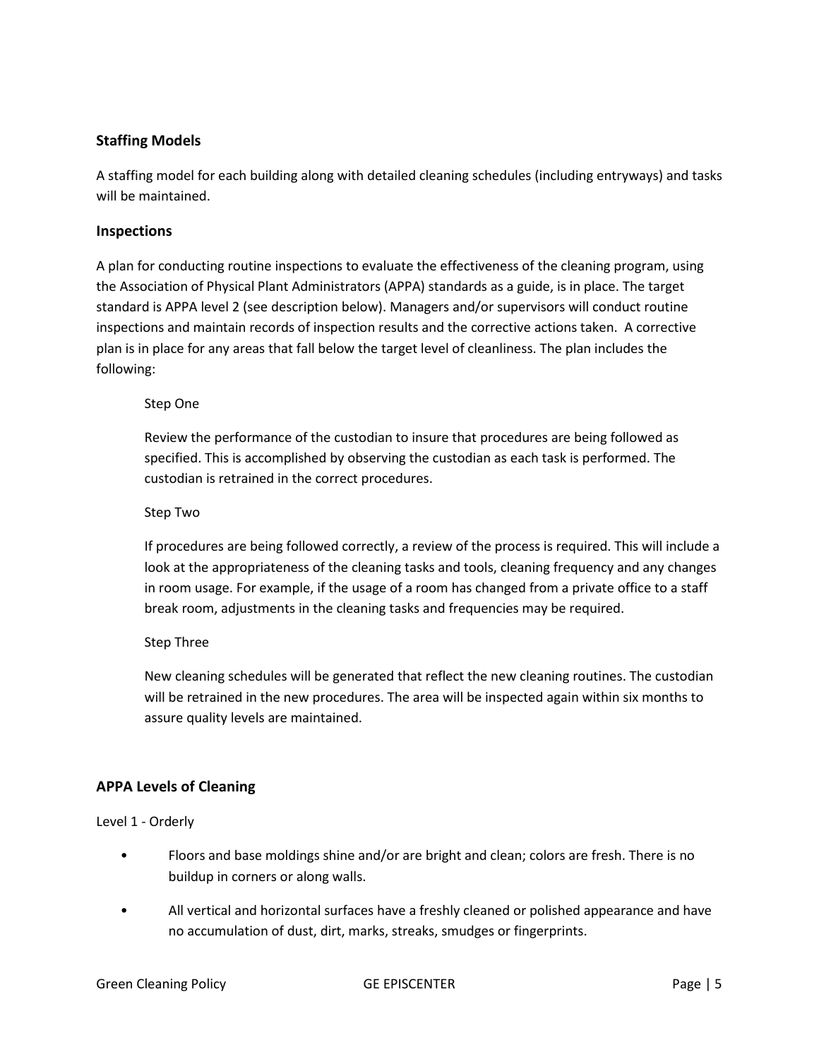## Staffing Models

A staffing model for each building along with detailed cleaning schedules (including entryways) and tasks will be maintained.

## Inspections

A plan for conducting routine inspections to evaluate the effectiveness of the cleaning program, using the Association of Physical Plant Administrators (APPA) standards as a guide, is in place. The target standard is APPA level 2 (see description below). Managers and/or supervisors will conduct routine inspections and maintain records of inspection results and the corrective actions taken. A corrective plan is in place for any areas that fall below the target level of cleanliness. The plan includes the following:

Step One

Review the performance of the custodian to insure that procedures are being followed as specified. This is accomplished by observing the custodian as each task is performed. The custodian is retrained in the correct procedures.

Step Two

If procedures are being followed correctly, a review of the process is required. This will include a look at the appropriateness of the cleaning tasks and tools, cleaning frequency and any changes in room usage. For example, if the usage of a room has changed from a private office to a staff break room, adjustments in the cleaning tasks and frequencies may be required.

Step Three

New cleaning schedules will be generated that reflect the new cleaning routines. The custodian will be retrained in the new procedures. The area will be inspected again within six months to assure quality levels are maintained.

## APPA Levels of Cleaning

Level 1 - Orderly

- Floors and base moldings shine and/or are bright and clean; colors are fresh. There is no buildup in corners or along walls.
- All vertical and horizontal surfaces have a freshly cleaned or polished appearance and have no accumulation of dust, dirt, marks, streaks, smudges or fingerprints.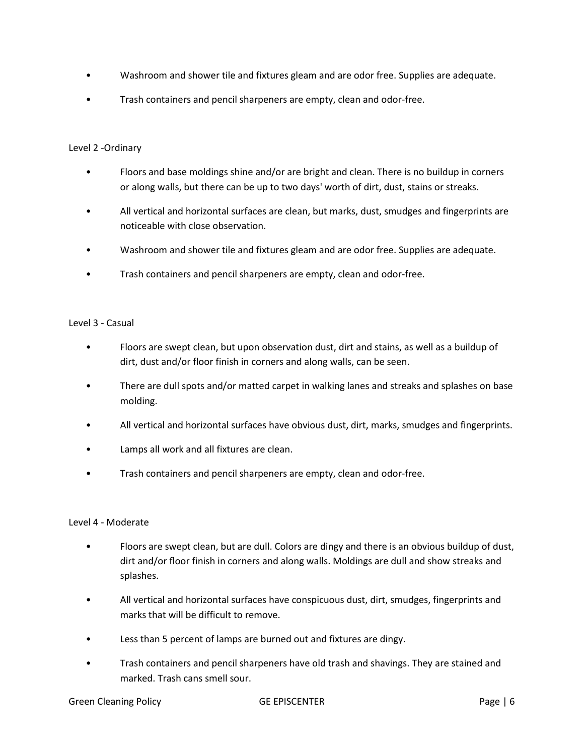- Washroom and shower tile and fixtures gleam and are odor free. Supplies are adequate.
- Trash containers and pencil sharpeners are empty, clean and odor-free.

Level 2 -Ordinary

- Floors and base moldings shine and/or are bright and clean. There is no buildup in corners or along walls, but there can be up to two days' worth of dirt, dust, stains or streaks.
- All vertical and horizontal surfaces are clean, but marks, dust, smudges and fingerprints are noticeable with close observation.
- Washroom and shower tile and fixtures gleam and are odor free. Supplies are adequate.
- Trash containers and pencil sharpeners are empty, clean and odor-free.

Level 3 - Casual

- Floors are swept clean, but upon observation dust, dirt and stains, as well as a buildup of dirt, dust and/or floor finish in corners and along walls, can be seen.
- There are dull spots and/or matted carpet in walking lanes and streaks and splashes on base molding.
- All vertical and horizontal surfaces have obvious dust, dirt, marks, smudges and fingerprints.
- Lamps all work and all fixtures are clean.
- Trash containers and pencil sharpeners are empty, clean and odor-free.

Level 4 - Moderate

- Floors are swept clean, but are dull. Colors are dingy and there is an obvious buildup of dust, dirt and/or floor finish in corners and along walls. Moldings are dull and show streaks and splashes.
- All vertical and horizontal surfaces have conspicuous dust, dirt, smudges, fingerprints and marks that will be difficult to remove.
- Less than 5 percent of lamps are burned out and fixtures are dingy.
- Trash containers and pencil sharpeners have old trash and shavings. They are stained and marked. Trash cans smell sour.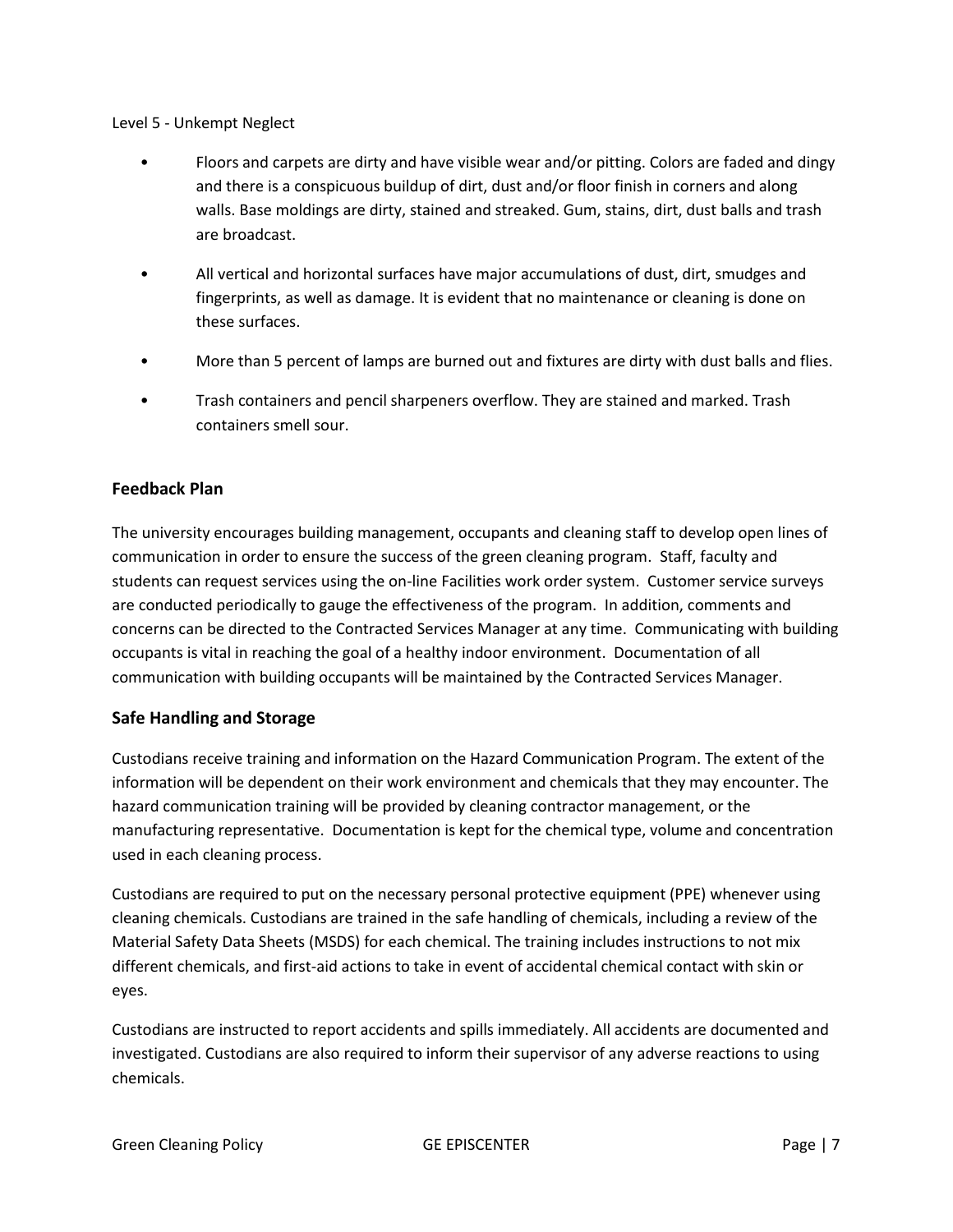Level 5 - Unkempt Neglect

- Floors and carpets are dirty and have visible wear and/or pitting. Colors are faded and dingy and there is a conspicuous buildup of dirt, dust and/or floor finish in corners and along walls. Base moldings are dirty, stained and streaked. Gum, stains, dirt, dust balls and trash are broadcast.
- All vertical and horizontal surfaces have major accumulations of dust, dirt, smudges and fingerprints, as well as damage. It is evident that no maintenance or cleaning is done on these surfaces.
- More than 5 percent of lamps are burned out and fixtures are dirty with dust balls and flies.
- Trash containers and pencil sharpeners overflow. They are stained and marked. Trash containers smell sour.

## Feedback Plan

The university encourages building management, occupants and cleaning staff to develop open lines of communication in order to ensure the success of the green cleaning program. Staff, faculty and students can request services using the on-line Facilities work order system. Customer service surveys are conducted periodically to gauge the effectiveness of the program. In addition, comments and concerns can be directed to the Contracted Services Manager at any time. Communicating with building occupants is vital in reaching the goal of a healthy indoor environment. Documentation of all communication with building occupants will be maintained by the Contracted Services Manager.

## Safe Handling and Storage

Custodians receive training and information on the Hazard Communication Program. The extent of the information will be dependent on their work environment and chemicals that they may encounter. The hazard communication training will be provided by cleaning contractor management, or the manufacturing representative. Documentation is kept for the chemical type, volume and concentration used in each cleaning process.

Custodians are required to put on the necessary personal protective equipment (PPE) whenever using cleaning chemicals. Custodians are trained in the safe handling of chemicals, including a review of the Material Safety Data Sheets (MSDS) for each chemical. The training includes instructions to not mix different chemicals, and first-aid actions to take in event of accidental chemical contact with skin or eyes.

Custodians are instructed to report accidents and spills immediately. All accidents are documented and investigated. Custodians are also required to inform their supervisor of any adverse reactions to using chemicals.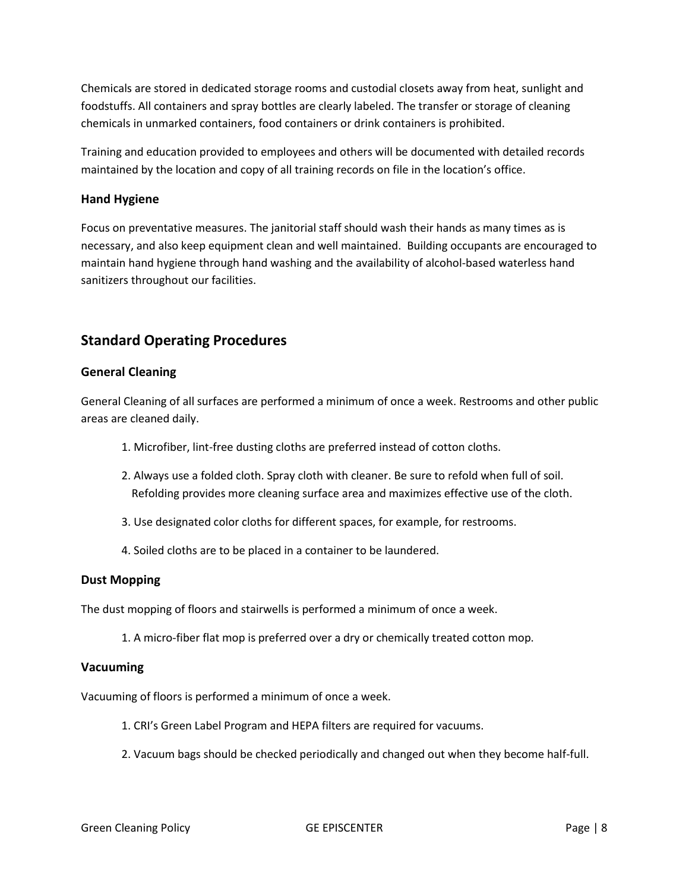Chemicals are stored in dedicated storage rooms and custodial closets away from heat, sunlight and foodstuffs. All containers and spray bottles are clearly labeled. The transfer or storage of cleaning chemicals in unmarked containers, food containers or drink containers is prohibited.

Training and education provided to employees and others will be documented with detailed records maintained by the location and copy of all training records on file in the location's office.

### Hand Hygiene

Focus on preventative measures. The janitorial staff should wash their hands as many times as is necessary, and also keep equipment clean and well maintained. Building occupants are encouraged to maintain hand hygiene through hand washing and the availability of alcohol-based waterless hand sanitizers throughout our facilities.

## Standard Operating Procedures

### General Cleaning

General Cleaning of all surfaces are performed a minimum of once a week. Restrooms and other public areas are cleaned daily.

1. Microfiber, lint-free dusting cloths are preferred instead of cotton cloths.
2. Always use a folded cloth. Spray cloth with cleaner. Be sure to refold when full of soil. Refolding provides more cleaning surface area and maximizes effective use of the cloth.
3. Use designated color cloths for different spaces, for example, for restrooms.
4. Soiled cloths are to be placed in a container to be laundered.

### Dust Mopping

The dust mopping of floors and stairwells is performed a minimum of once a week.

1. A micro-fiber flat mop is preferred over a dry or chemically treated cotton mop.

### Vacuuming

Vacuuming of floors is performed a minimum of once a week.

1. CRI's Green Label Program and HEPA filters are required for vacuums.
2. Vacuum bags should be checked periodically and changed out when they become half-full.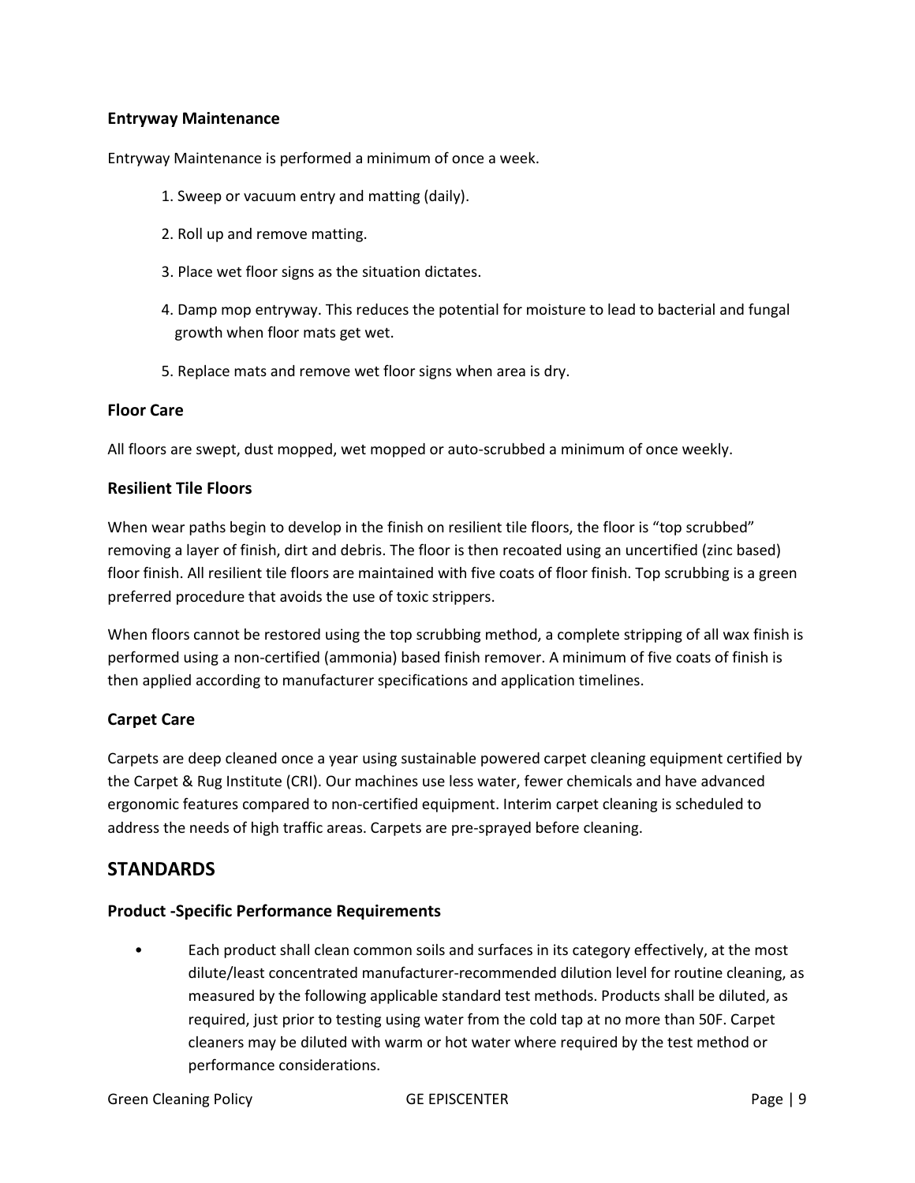### Entryway Maintenance

Entryway Maintenance is performed a minimum of once a week.

1. Sweep or vacuum entry and matting (daily).
2. Roll up and remove matting.
3. Place wet floor signs as the situation dictates.
4. Damp mop entryway. This reduces the potential for moisture to lead to bacterial and fungal growth when floor mats get wet.
5. Replace mats and remove wet floor signs when area is dry.

### Floor Care

All floors are swept, dust mopped, wet mopped or auto-scrubbed a minimum of once weekly.

### Resilient Tile Floors

When wear paths begin to develop in the finish on resilient tile floors, the floor is "top scrubbed" removing a layer of finish, dirt and debris. The floor is then recoated using an uncertified (zinc based) floor finish. All resilient tile floors are maintained with five coats of floor finish. Top scrubbing is a green preferred procedure that avoids the use of toxic strippers.

When floors cannot be restored using the top scrubbing method, a complete stripping of all wax finish is performed using a non-certified (ammonia) based finish remover. A minimum of five coats of finish is then applied according to manufacturer specifications and application timelines.

### Carpet Care

Carpets are deep cleaned once a year using sustainable powered carpet cleaning equipment certified by the Carpet & Rug Institute (CRI). Our machines use less water, fewer chemicals and have advanced ergonomic features compared to non-certified equipment. Interim carpet cleaning is scheduled to address the needs of high traffic areas. Carpets are pre-sprayed before cleaning.

## STANDARDS

### Product -Specific Performance Requirements

- Each product shall clean common soils and surfaces in its category effectively, at the most dilute/least concentrated manufacturer-recommended dilution level for routine cleaning, as measured by the following applicable standard test methods. Products shall be diluted, as required, just prior to testing using water from the cold tap at no more than 50F. Carpet cleaners may be diluted with warm or hot water where required by the test method or performance considerations.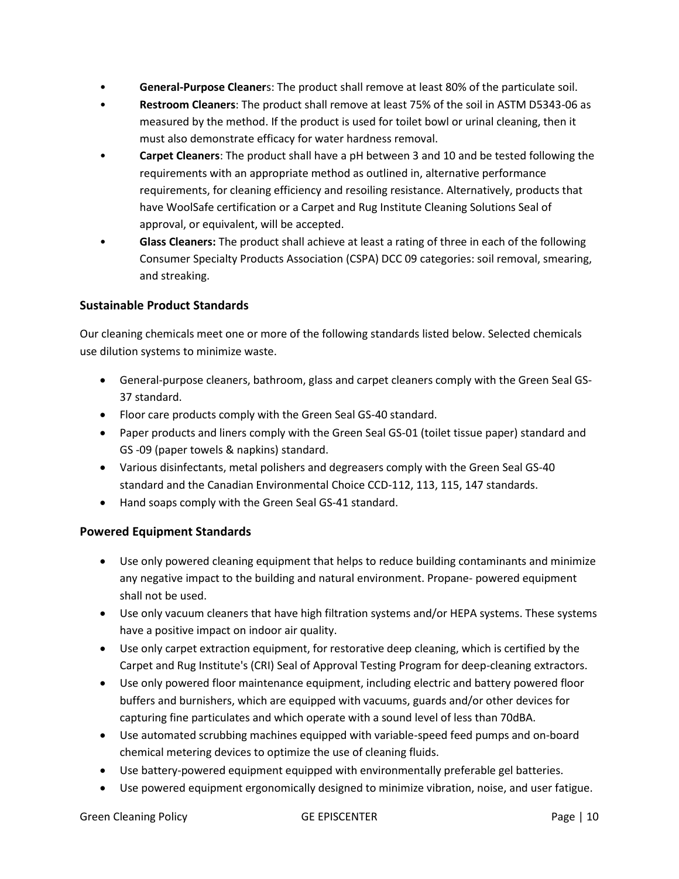- **General-Purpose Cleaner**s: The product shall remove at least 80% of the particulate soil.
- **Restroom Cleaners**: The product shall remove at least 75% of the soil in ASTM D5343-06 as measured by the method. If the product is used for toilet bowl or urinal cleaning, then it must also demonstrate efficacy for water hardness removal.
- **Carpet Cleaners**: The product shall have a pH between 3 and 10 and be tested following the requirements with an appropriate method as outlined in, alternative performance requirements, for cleaning efficiency and resoiling resistance. Alternatively, products that have WoolSafe certification or a Carpet and Rug Institute Cleaning Solutions Seal of approval, or equivalent, will be accepted.
- **Glass Cleaners:** The product shall achieve at least a rating of three in each of the following Consumer Specialty Products Association (CSPA) DCC 09 categories: soil removal, smearing, and streaking.

### Sustainable Product Standards

Our cleaning chemicals meet one or more of the following standards listed below. Selected chemicals use dilution systems to minimize waste.

- General-purpose cleaners, bathroom, glass and carpet cleaners comply with the Green Seal GS-37 standard.
- Floor care products comply with the Green Seal GS-40 standard.
- Paper products and liners comply with the Green Seal GS-01 (toilet tissue paper) standard and GS -09 (paper towels & napkins) standard.
- Various disinfectants, metal polishers and degreasers comply with the Green Seal GS-40 standard and the Canadian Environmental Choice CCD-112, 113, 115, 147 standards.
- Hand soaps comply with the Green Seal GS-41 standard.

### Powered Equipment Standards

- Use only powered cleaning equipment that helps to reduce building contaminants and minimize any negative impact to the building and natural environment. Propane- powered equipment shall not be used.
- Use only vacuum cleaners that have high filtration systems and/or HEPA systems. These systems have a positive impact on indoor air quality.
- Use only carpet extraction equipment, for restorative deep cleaning, which is certified by the Carpet and Rug Institute's (CRI) Seal of Approval Testing Program for deep-cleaning extractors.
- Use only powered floor maintenance equipment, including electric and battery powered floor buffers and burnishers, which are equipped with vacuums, guards and/or other devices for capturing fine particulates and which operate with a sound level of less than 70dBA.
- Use automated scrubbing machines equipped with variable-speed feed pumps and on-board chemical metering devices to optimize the use of cleaning fluids.
- Use battery-powered equipment equipped with environmentally preferable gel batteries.
- Use powered equipment ergonomically designed to minimize vibration, noise, and user fatigue.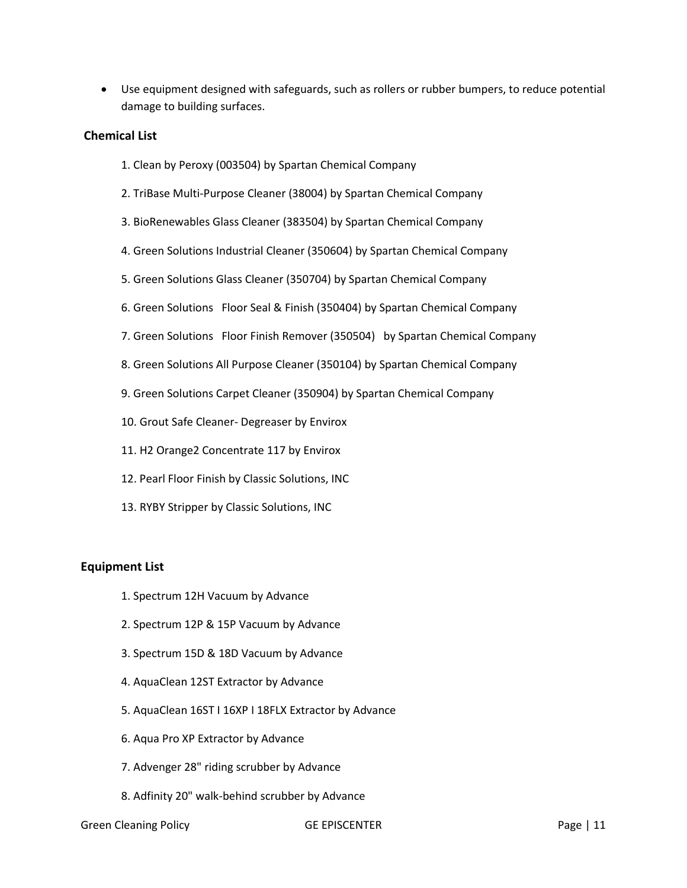- Use equipment designed with safeguards, such as rollers or rubber bumpers, to reduce potential damage to building surfaces.

**Chemical List**

1. Clean by Peroxy (003504) by Spartan Chemical Company
2. TriBase Multi-Purpose Cleaner (38004) by Spartan Chemical Company
3. BioRenewables Glass Cleaner (383504) by Spartan Chemical Company
4. Green Solutions Industrial Cleaner (350604) by Spartan Chemical Company
5. Green Solutions Glass Cleaner (350704) by Spartan Chemical Company
6. Green Solutions Floor Seal & Finish (350404) by Spartan Chemical Company
7. Green Solutions Floor Finish Remover (350504) by Spartan Chemical Company
8. Green Solutions All Purpose Cleaner (350104) by Spartan Chemical Company
9. Green Solutions Carpet Cleaner (350904) by Spartan Chemical Company
10. Grout Safe Cleaner- Degreaser by Envirox
11. H2 Orange2 Concentrate 117 by Envirox
12. Pearl Floor Finish by Classic Solutions, INC
13. RYBY Stripper by Classic Solutions, INC

**Equipment List**

1. Spectrum 12H Vacuum by Advance
2. Spectrum 12P & 15P Vacuum by Advance
3. Spectrum 15D & 18D Vacuum by Advance
4. AquaClean 12ST Extractor by Advance
5. AquaClean 16ST I 16XP I 18FLX Extractor by Advance
6. Aqua Pro XP Extractor by Advance
7. Advenger 28" riding scrubber by Advance
8. Adfinity 20" walk-behind scrubber by Advance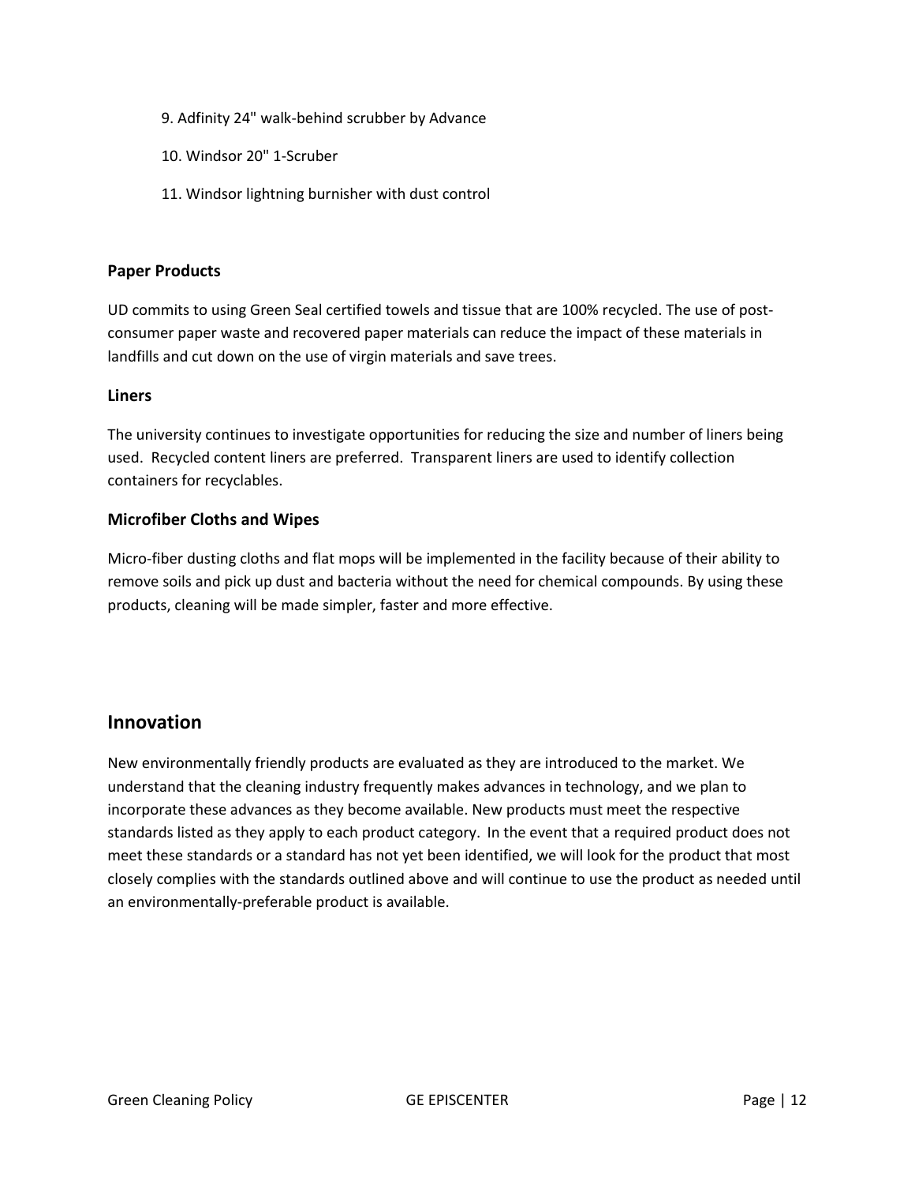9. Adfinity 24" walk-behind scrubber by Advance
10. Windsor 20" 1-Scruber
11. Windsor lightning burnisher with dust control

### Paper Products

UD commits to using Green Seal certified towels and tissue that are 100% recycled. The use of post-consumer paper waste and recovered paper materials can reduce the impact of these materials in landfills and cut down on the use of virgin materials and save trees.

### Liners

The university continues to investigate opportunities for reducing the size and number of liners being used. Recycled content liners are preferred. Transparent liners are used to identify collection containers for recyclables.

### Microfiber Cloths and Wipes

Micro-fiber dusting cloths and flat mops will be implemented in the facility because of their ability to remove soils and pick up dust and bacteria without the need for chemical compounds. By using these products, cleaning will be made simpler, faster and more effective.

## Innovation

New environmentally friendly products are evaluated as they are introduced to the market. We understand that the cleaning industry frequently makes advances in technology, and we plan to incorporate these advances as they become available. New products must meet the respective standards listed as they apply to each product category. In the event that a required product does not meet these standards or a standard has not yet been identified, we will look for the product that most closely complies with the standards outlined above and will continue to use the product as needed until an environmentally-preferable product is available.